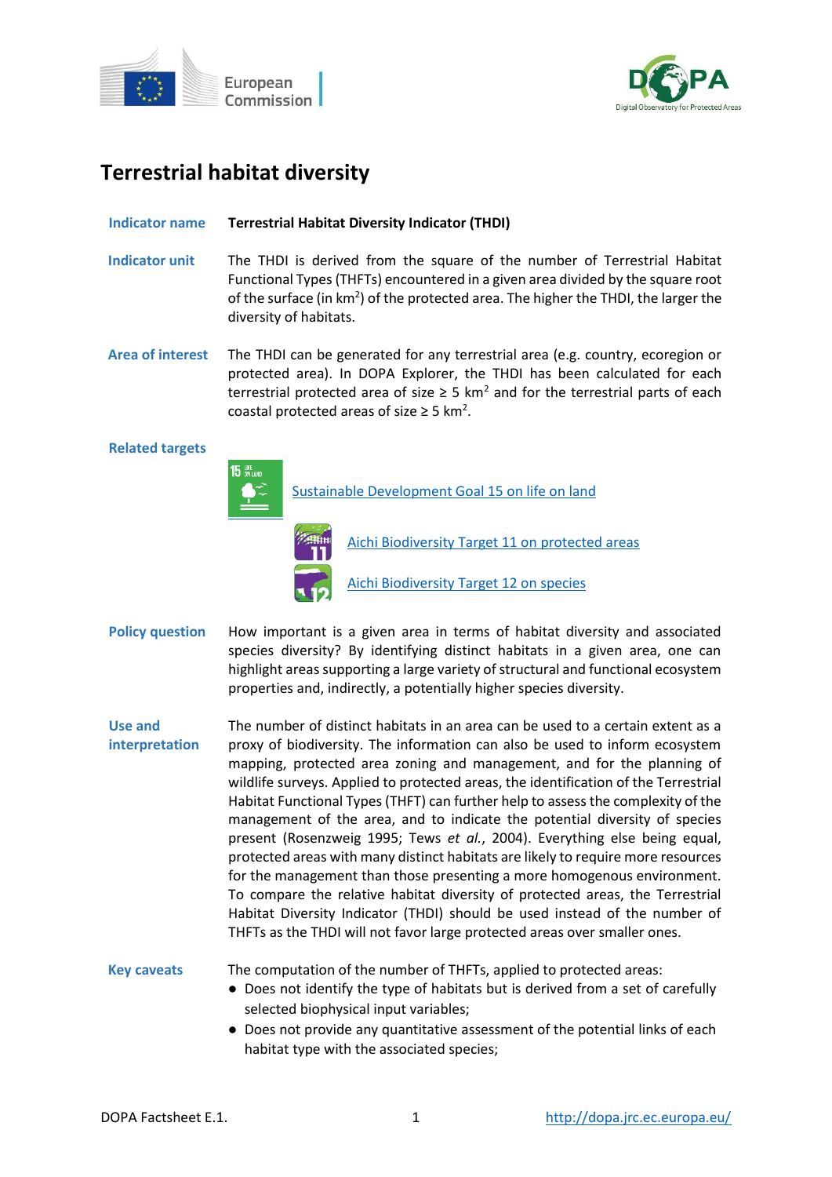# Terrestrial habitat diversity

**Indicator name** **Terrestrial Habitat Diversity Indicator (THDI)**

**Indicator unit** The THDI is derived from the square of the number of Terrestrial Habitat Functional Types (THFTs) encountered in a given area divided by the square root of the surface (in $km^2$) of the protected area. The higher the THDI, the larger the diversity of habitats.

**Area of interest** The THDI can be generated for any terrestrial area (e.g. country, ecoregion or protected area). In DOPA Explorer, the THDI has been calculated for each terrestrial protected area of size ≥ 5 $km^2$ and for the terrestrial parts of each coastal protected areas of size ≥ 5 $km^2$.

**Related targets**

[Sustainable Development Goal 15 on life on land](#)

[Aichi Biodiversity Target 11 on protected areas](#)

[Aichi Biodiversity Target 12 on species](#)

**Policy question** How important is a given area in terms of habitat diversity and associated species diversity? By identifying distinct habitats in a given area, one can highlight areas supporting a large variety of structural and functional ecosystem properties and, indirectly, a potentially higher species diversity.

**Use and interpretation** The number of distinct habitats in an area can be used to a certain extent as a proxy of biodiversity. The information can also be used to inform ecosystem mapping, protected area zoning and management, and for the planning of wildlife surveys. Applied to protected areas, the identification of the Terrestrial Habitat Functional Types (THFT) can further help to assess the complexity of the management of the area, and to indicate the potential diversity of species present (Rosenzweig 1995; Tews *et al.*, 2004). Everything else being equal, protected areas with many distinct habitats are likely to require more resources for the management than those presenting a more homogenous environment. To compare the relative habitat diversity of protected areas, the Terrestrial Habitat Diversity Indicator (THDI) should be used instead of the number of THFTs as the THDI will not favor large protected areas over smaller ones.

**Key caveats** The computation of the number of THFTs, applied to protected areas:

- Does not identify the type of habitats but is derived from a set of carefully selected biophysical input variables;
- Does not provide any quantitative assessment of the potential links of each habitat type with the associated species;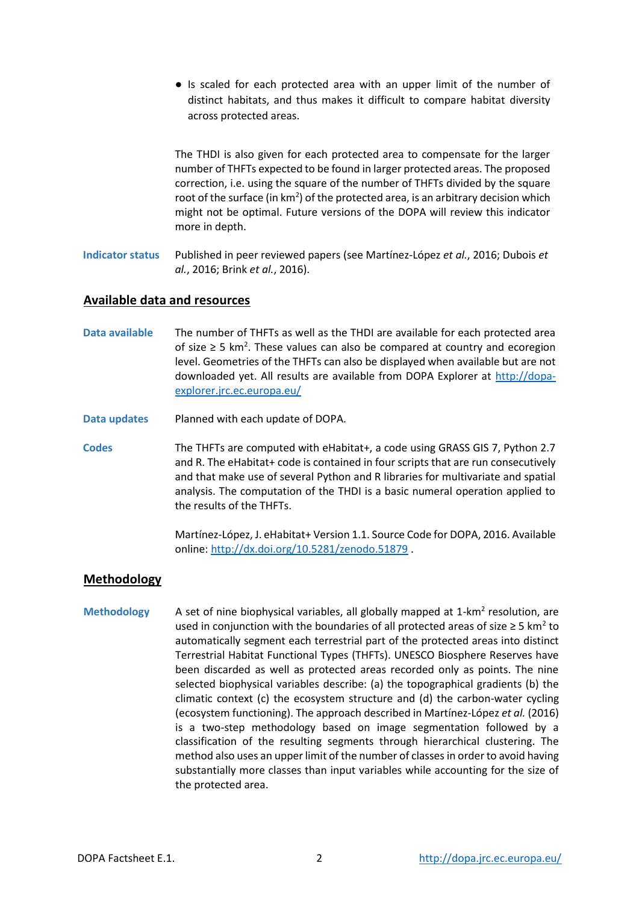- Is scaled for each protected area with an upper limit of the number of distinct habitats, and thus makes it difficult to compare habitat diversity across protected areas.

The THDI is also given for each protected area to compensate for the larger number of THFTs expected to be found in larger protected areas. The proposed correction, i.e. using the square of the number of THFTs divided by the square root of the surface (in $km^2$) of the protected area, is an arbitrary decision which might not be optimal. Future versions of the DOPA will review this indicator more in depth.

**Indicator status** Published in peer reviewed papers (see Martínez-López *et al.*, 2016; Dubois *et al.*, 2016; Brink *et al.*, 2016).

## Available data and resources

**Data available** The number of THFTs as well as the THDI are available for each protected area of size ≥ 5 $km^2$. These values can also be compared at country and ecoregion level. Geometries of the THFTs can also be displayed when available but are not downloaded yet. All results are available from DOPA Explorer at http://dopa-explorer.jrc.ec.europa.eu/

**Data updates** Planned with each update of DOPA.

**Codes** The THFTs are computed with eHabitat+, a code using GRASS GIS 7, Python 2.7 and R. The eHabitat+ code is contained in four scripts that are run consecutively and that make use of several Python and R libraries for multivariate and spatial analysis. The computation of the THDI is a basic numeral operation applied to the results of the THFTs.

Martínez-López, J. eHabitat+ Version 1.1. Source Code for DOPA, 2016. Available online: http://dx.doi.org/10.5281/zenodo.51879 .

## Methodology

**Methodology** A set of nine biophysical variables, all globally mapped at 1-$km^2$ resolution, are used in conjunction with the boundaries of all protected areas of size ≥ 5 $km^2$ to automatically segment each terrestrial part of the protected areas into distinct Terrestrial Habitat Functional Types (THFTs). UNESCO Biosphere Reserves have been discarded as well as protected areas recorded only as points. The nine selected biophysical variables describe: (a) the topographical gradients (b) the climatic context (c) the ecosystem structure and (d) the carbon-water cycling (ecosystem functioning). The approach described in Martínez-López *et al.* (2016) is a two-step methodology based on image segmentation followed by a classification of the resulting segments through hierarchical clustering. The method also uses an upper limit of the number of classes in order to avoid having substantially more classes than input variables while accounting for the size of the protected area.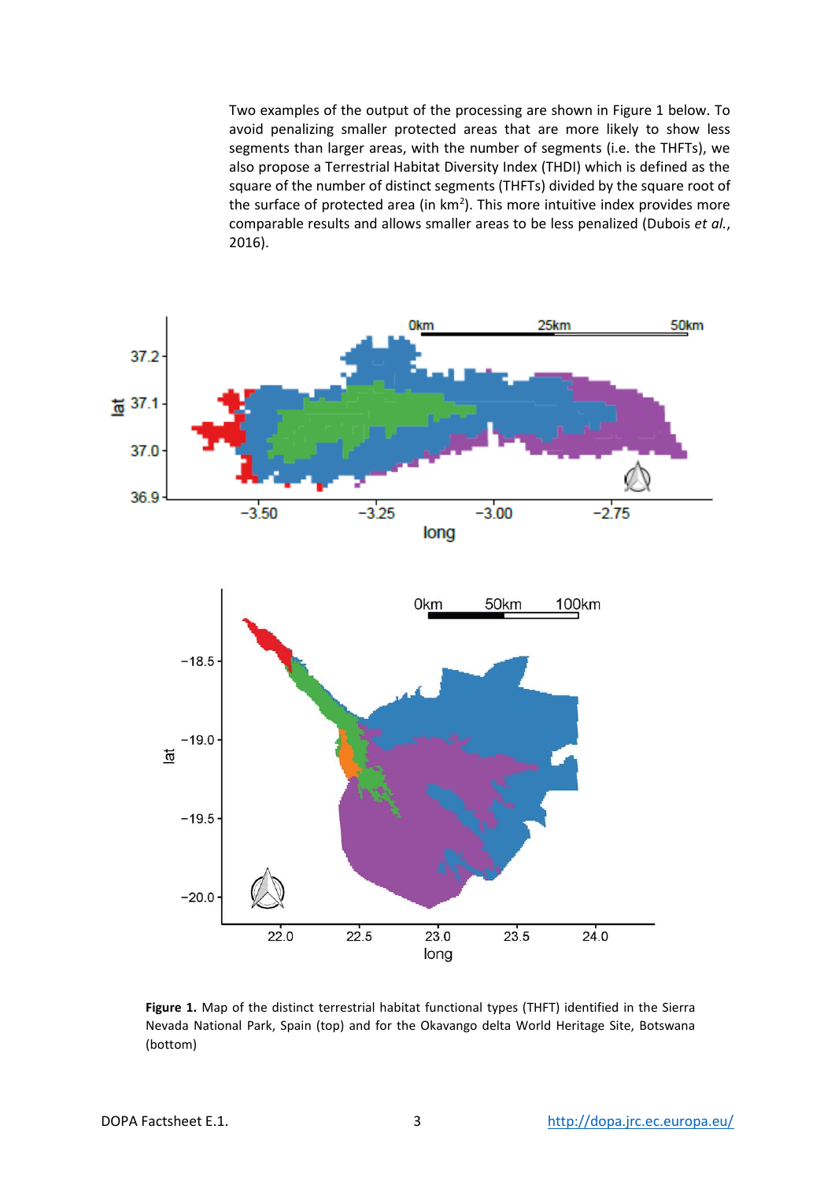Two examples of the output of the processing are shown in Figure 1 below. To avoid penalizing smaller protected areas that are more likely to show less segments than larger areas, with the number of segments (i.e. the THFTs), we also propose a Terrestrial Habitat Diversity Index (THDI) which is defined as the square of the number of distinct segments (THFTs) divided by the square root of the surface of protected area (in $km^2$). This more intuitive index provides more comparable results and allows smaller areas to be less penalized (Dubois *et al.*, 2016).

**Figure 1.** Map of the distinct terrestrial habitat functional types (THFT) identified in the Sierra Nevada National Park, Spain (top) and for the Okavango delta World Heritage Site, Botswana (bottom)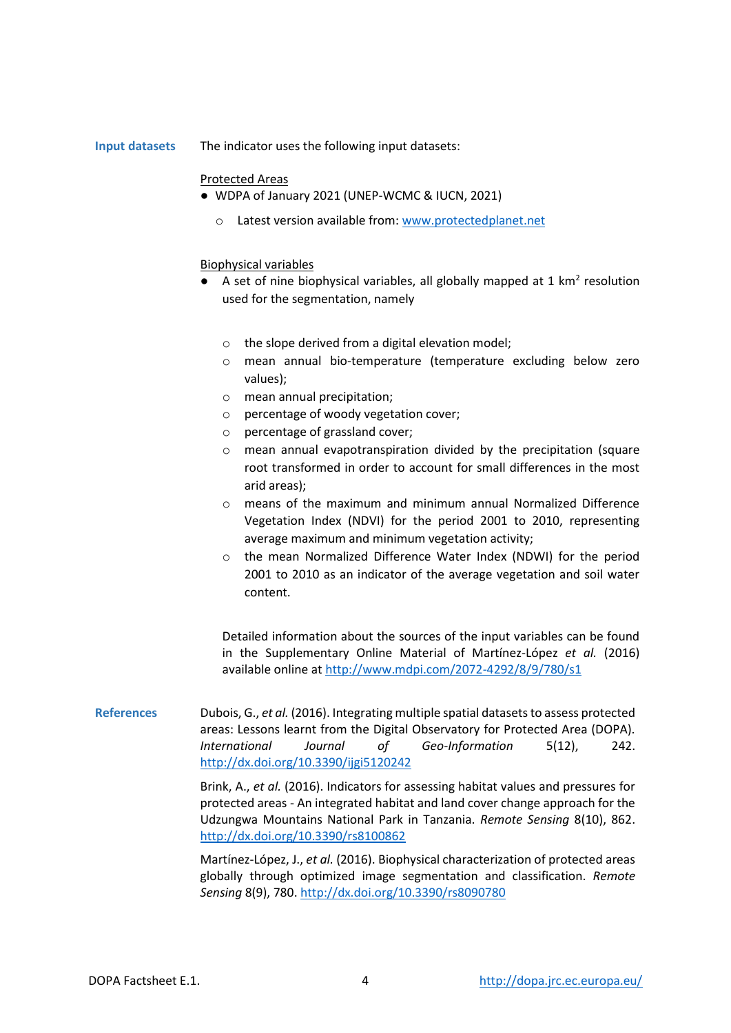**Input datasets**

The indicator uses the following input datasets:

Protected Areas

- WDPA of January 2021 (UNEP-WCMC & IUCN, 2021)
  - Latest version available from: www.protectedplanet.net

Biophysical variables

- A set of nine biophysical variables, all globally mapped at 1 km$^2$ resolution used for the segmentation, namely
  - the slope derived from a digital elevation model;
  - mean annual bio-temperature (temperature excluding below zero values);
  - mean annual precipitation;
  - percentage of woody vegetation cover;
  - percentage of grassland cover;
  - mean annual evapotranspiration divided by the precipitation (square root transformed in order to account for small differences in the most arid areas);
  - means of the maximum and minimum annual Normalized Difference Vegetation Index (NDVI) for the period 2001 to 2010, representing average maximum and minimum vegetation activity;
  - the mean Normalized Difference Water Index (NDWI) for the period 2001 to 2010 as an indicator of the average vegetation and soil water content.

  Detailed information about the sources of the input variables can be found in the Supplementary Online Material of Martínez-López *et al.* (2016) available online at http://www.mdpi.com/2072-4292/8/9/780/s1

**References**

Dubois, G., *et al.* (2016). Integrating multiple spatial datasets to assess protected areas: Lessons learnt from the Digital Observatory for Protected Area (DOPA). *International Journal of Geo-Information* 5(12), 242. http://dx.doi.org/10.3390/ijgi5120242

Brink, A., *et al.* (2016). Indicators for assessing habitat values and pressures for protected areas - An integrated habitat and land cover change approach for the Udzungwa Mountains National Park in Tanzania. *Remote Sensing* 8(10), 862. http://dx.doi.org/10.3390/rs8100862

Martínez-López, J., *et al.* (2016). Biophysical characterization of protected areas globally through optimized image segmentation and classification. *Remote Sensing* 8(9), 780. http://dx.doi.org/10.3390/rs8090780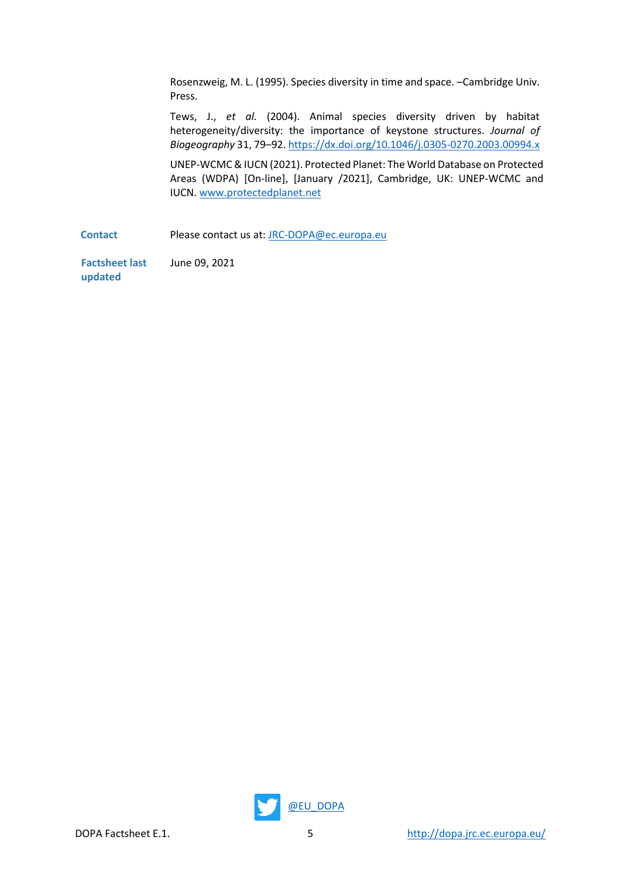Rosenzweig, M. L. (1995). Species diversity in time and space. –Cambridge Univ. Press.

Tews, J., *et al.* (2004). Animal species diversity driven by habitat heterogeneity/diversity: the importance of keystone structures. *Journal of Biogeography* 31, 79–92. https://dx.doi.org/10.1046/j.0305-0270.2003.00994.x

UNEP-WCMC & IUCN (2021). Protected Planet: The World Database on Protected Areas (WDPA) [On-line], [January /2021], Cambridge, UK: UNEP-WCMC and IUCN. www.protectedplanet.net

**Contact** Please contact us at: JRC-DOPA@ec.europa.eu

**Factsheet last updated** June 09, 2021

@EU_DOPA